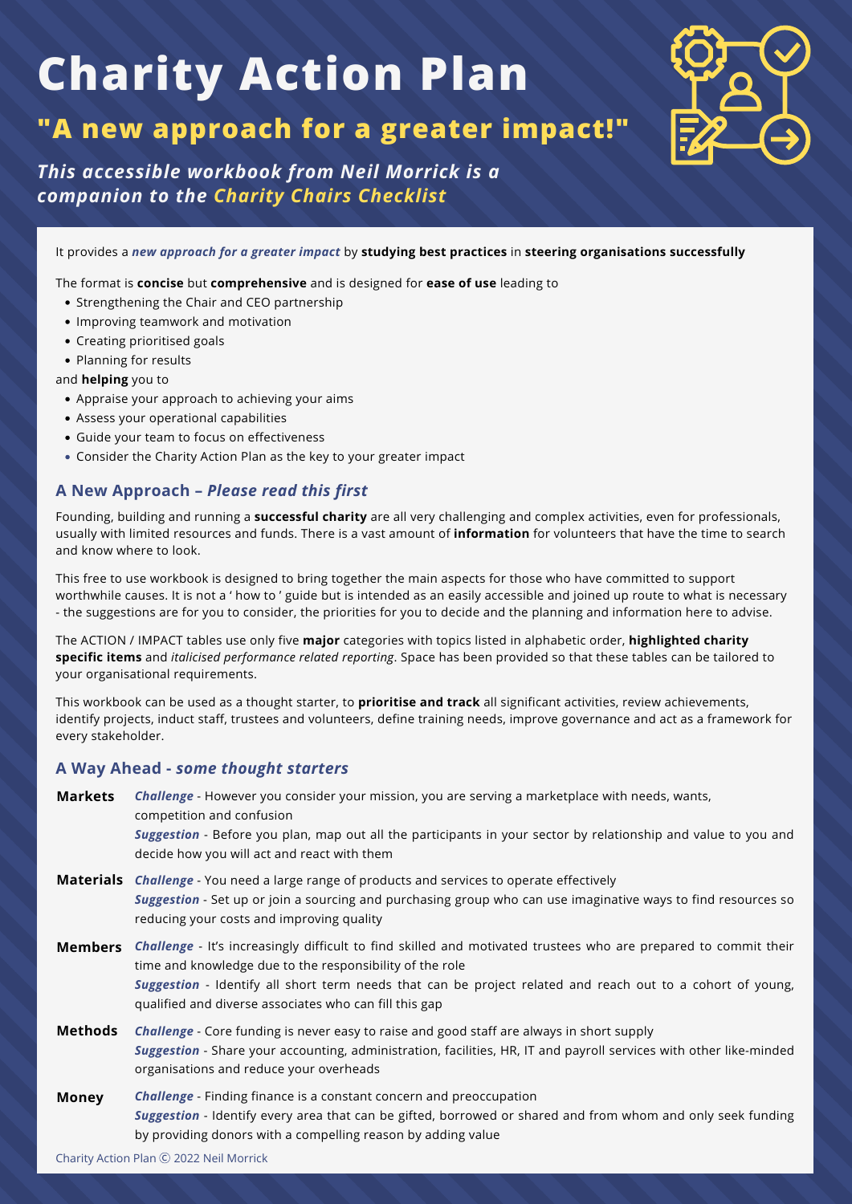# Charity Action Plan

## "A new approach for a greater impact!"

***This accessible workbook from Neil Morrick is a companion to the Charity Chairs Checklist***

It provides a ***new approach for a greater impact*** by **studying best practices** in **steering organisations successfully**

The format is **concise** but **comprehensive** and is designed for **ease of use** leading to

- Strengthening the Chair and CEO partnership
- Improving teamwork and motivation
- Creating prioritised goals
- Planning for results

and **helping** you to

- Appraise your approach to achieving your aims
- Assess your operational capabilities
- Guide your team to focus on effectiveness
- Consider the Charity Action Plan as the key to your greater impact

### A New Approach – *Please read this first*

Founding, building and running a **successful charity** are all very challenging and complex activities, even for professionals, usually with limited resources and funds. There is a vast amount of **information** for volunteers that have the time to search and know where to look.

This free to use workbook is designed to bring together the main aspects for those who have committed to support worthwhile causes. It is not a ' how to ' guide but is intended as an easily accessible and joined up route to what is necessary - the suggestions are for you to consider, the priorities for you to decide and the planning and information here to advise.

The ACTION / IMPACT tables use only five **major** categories with topics listed in alphabetic order, **highlighted charity specific items** and *italicised performance related reporting*. Space has been provided so that these tables can be tailored to your organisational requirements.

This workbook can be used as a thought starter, to **prioritise and track** all significant activities, review achievements, identify projects, induct staff, trustees and volunteers, define training needs, improve governance and act as a framework for every stakeholder.

### A Way Ahead - *some thought starters*

**Markets**
***Challenge*** - However you consider your mission, you are serving a marketplace with needs, wants, competition and confusion
***Suggestion*** - Before you plan, map out all the participants in your sector by relationship and value to you and decide how you will act and react with them

**Materials**
***Challenge*** - You need a large range of products and services to operate effectively
***Suggestion*** - Set up or join a sourcing and purchasing group who can use imaginative ways to find resources so reducing your costs and improving quality

**Members**
***Challenge*** - It's increasingly difficult to find skilled and motivated trustees who are prepared to commit their time and knowledge due to the responsibility of the role
***Suggestion*** - Identify all short term needs that can be project related and reach out to a cohort of young, qualified and diverse associates who can fill this gap

**Methods**
***Challenge*** - Core funding is never easy to raise and good staff are always in short supply
***Suggestion*** - Share your accounting, administration, facilities, HR, IT and payroll services with other like-minded organisations and reduce your overheads

**Money**
***Challenge*** - Finding finance is a constant concern and preoccupation
***Suggestion*** - Identify every area that can be gifted, borrowed or shared and from whom and only seek funding by providing donors with a compelling reason by adding value

Charity Action Plan © 2022 Neil Morrick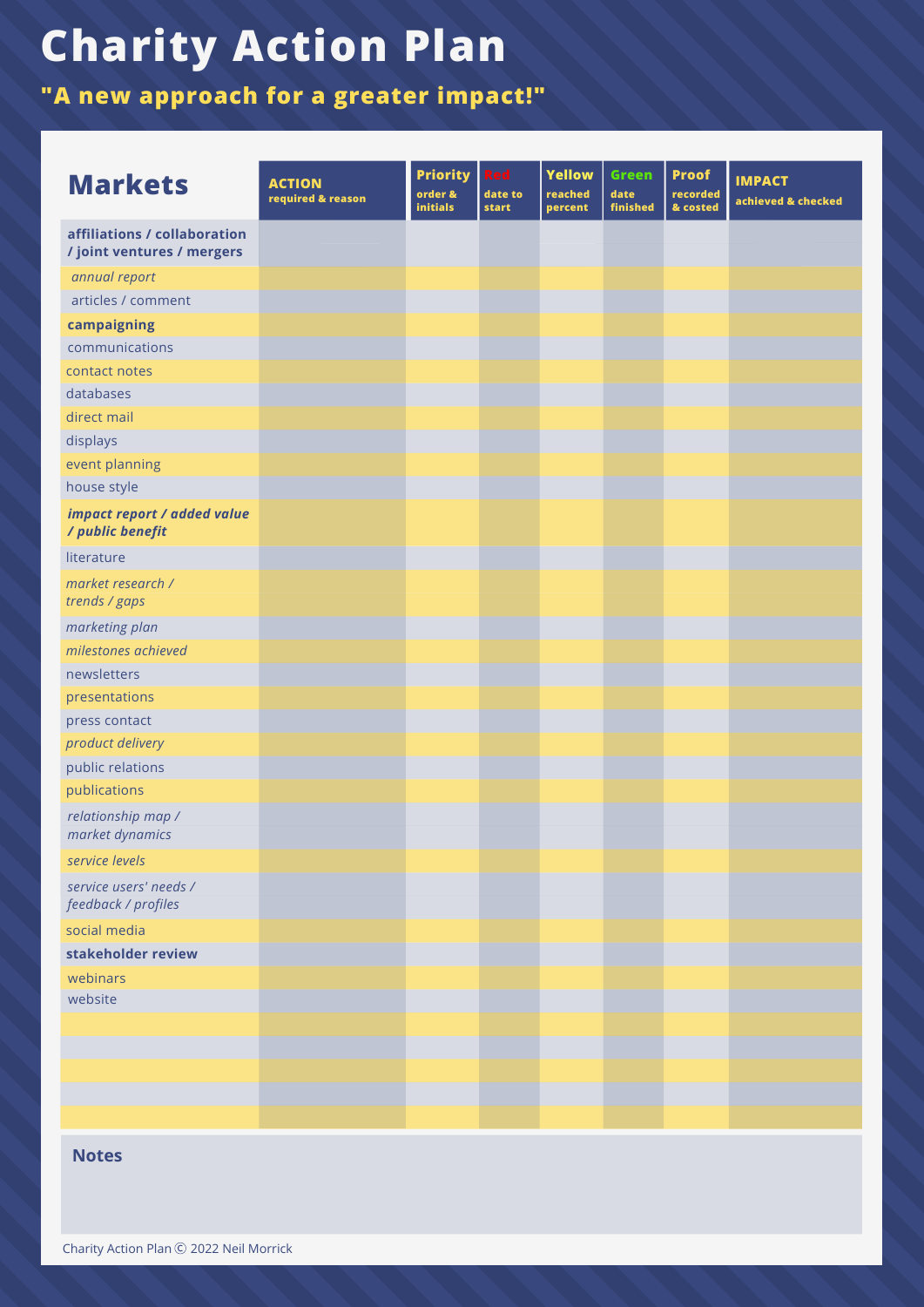# Charity Action Plan

## "A new approach for a greater impact!"

| Markets | ACTION required & reason | Priority order & initials | Red date to start | Yellow reached percent | Green date finished | Proof recorded & costed | IMPACT achieved & checked |
|---|---|---|---|---|---|---|---|
| **affiliations / collaboration / joint ventures / mergers** | | | | | | | |
| *annual report* | | | | | | | |
| articles / comment | | | | | | | |
| **campaigning** | | | | | | | |
| communications | | | | | | | |
| contact notes | | | | | | | |
| databases | | | | | | | |
| direct mail | | | | | | | |
| displays | | | | | | | |
| event planning | | | | | | | |
| house style | | | | | | | |
| ***impact report / added value / public benefit*** | | | | | | | |
| literature | | | | | | | |
| *market research / trends / gaps* | | | | | | | |
| *marketing plan* | | | | | | | |
| *milestones achieved* | | | | | | | |
| newsletters | | | | | | | |
| presentations | | | | | | | |
| press contact | | | | | | | |
| *product delivery* | | | | | | | |
| public relations | | | | | | | |
| publications | | | | | | | |
| *relationship map / market dynamics* | | | | | | | |
| *service levels* | | | | | | | |
| *service users' needs / feedback / profiles* | | | | | | | |
| social media | | | | | | | |
| **stakeholder review** | | | | | | | |
| webinars | | | | | | | |
| website | | | | | | | |
| | | | | | | | |
| | | | | | | | |
| | | | | | | | |
| | | | | | | | |
| | | | | | | | |

**Notes**

Charity Action Plan © 2022 Neil Morrick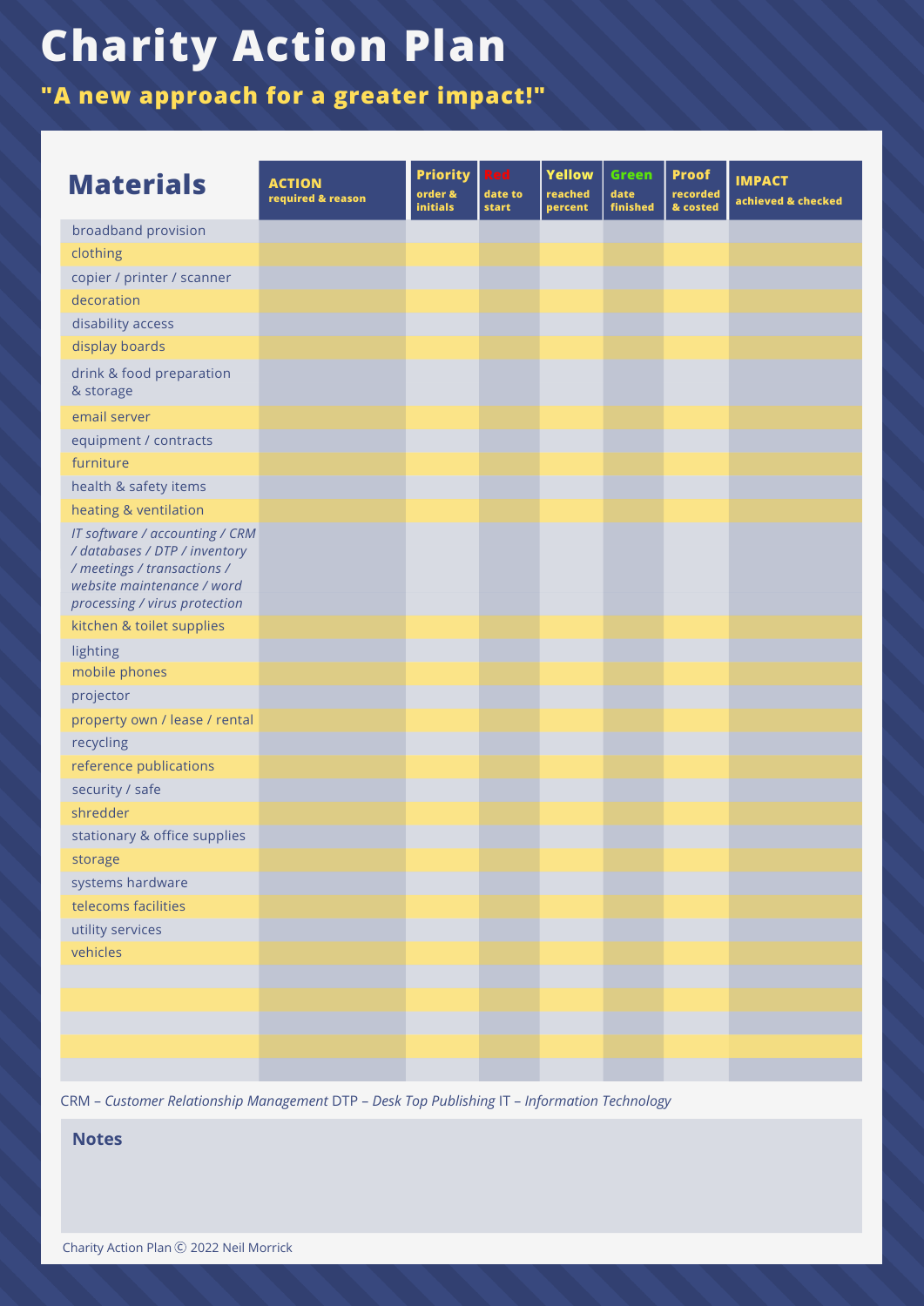# Charity Action Plan

## "A new approach for a greater impact!"

| Materials | ACTION required & reason | Priority order & initials | Red date to start | Yellow reached percent | Green date finished | Proof recorded & costed | IMPACT achieved & checked |
|---|---|---|---|---|---|---|---|
| broadband provision | | | | | | | |
| clothing | | | | | | | |
| copier / printer / scanner | | | | | | | |
| decoration | | | | | | | |
| disability access | | | | | | | |
| display boards | | | | | | | |
| drink & food preparation & storage | | | | | | | |
| email server | | | | | | | |
| equipment / contracts | | | | | | | |
| furniture | | | | | | | |
| health & safety items | | | | | | | |
| heating & ventilation | | | | | | | |
| *IT software / accounting / CRM / databases / DTP / inventory / meetings / transactions / website maintenance / word processing / virus protection* | | | | | | | |
| kitchen & toilet supplies | | | | | | | |
| lighting | | | | | | | |
| mobile phones | | | | | | | |
| projector | | | | | | | |
| property own / lease / rental | | | | | | | |
| recycling | | | | | | | |
| reference publications | | | | | | | |
| security / safe | | | | | | | |
| shredder | | | | | | | |
| stationary & office supplies | | | | | | | |
| storage | | | | | | | |
| systems hardware | | | | | | | |
| telecoms facilities | | | | | | | |
| utility services | | | | | | | |
| vehicles | | | | | | | |
| | | | | | | | |
| | | | | | | | |
| | | | | | | | |
| | | | | | | | |
| | | | | | | | |

CRM – *Customer Relationship Management* DTP – *Desk Top Publishing* IT – *Information Technology*

**Notes**

Charity Action Plan © 2022 Neil Morrick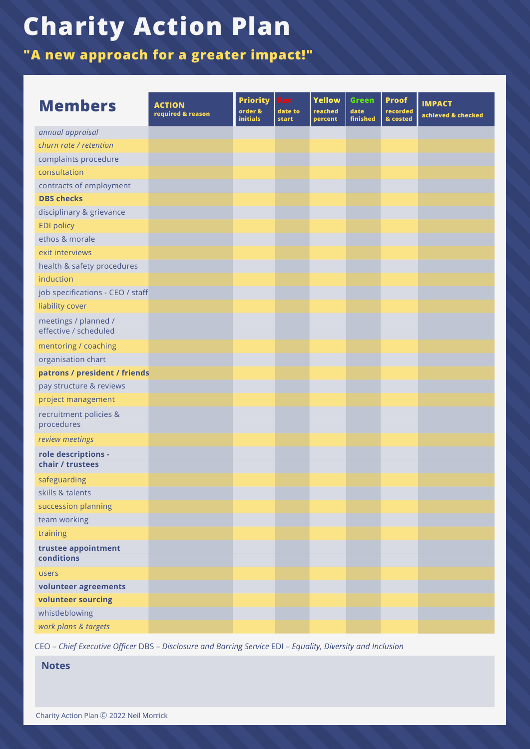# Charity Action Plan

## "A new approach for a greater impact!"

| Members | ACTION required & reason | Priority order & initials | Red date to start | Yellow reached percent | Green date finished | Proof recorded & costed | IMPACT achieved & checked |
|---|---|---|---|---|---|---|---|
| *annual appraisal* | | | | | | | |
| *churn rate / retention* | | | | | | | |
| complaints procedure | | | | | | | |
| consultation | | | | | | | |
| contracts of employment | | | | | | | |
| **DBS checks** | | | | | | | |
| disciplinary & grievance | | | | | | | |
| EDI policy | | | | | | | |
| ethos & morale | | | | | | | |
| exit interviews | | | | | | | |
| health & safety procedures | | | | | | | |
| induction | | | | | | | |
| job specifications - CEO / staff | | | | | | | |
| liability cover | | | | | | | |
| meetings / planned / effective / scheduled | | | | | | | |
| mentoring / coaching | | | | | | | |
| organisation chart | | | | | | | |
| **patrons / president / friends** | | | | | | | |
| pay structure & reviews | | | | | | | |
| project management | | | | | | | |
| recruitment policies & procedures | | | | | | | |
| *review meetings* | | | | | | | |
| **role descriptions - chair / trustees** | | | | | | | |
| safeguarding | | | | | | | |
| skills & talents | | | | | | | |
| succession planning | | | | | | | |
| team working | | | | | | | |
| training | | | | | | | |
| **trustee appointment conditions** | | | | | | | |
| users | | | | | | | |
| **volunteer agreements** | | | | | | | |
| **volunteer sourcing** | | | | | | | |
| whistleblowing | | | | | | | |
| *work plans & targets* | | | | | | | |

CEO – *Chief Executive Officer* DBS – *Disclosure and Barring Service* EDI – *Equality, Diversity and Inclusion*

**Notes**

Charity Action Plan Ⓒ 2022 Neil Morrick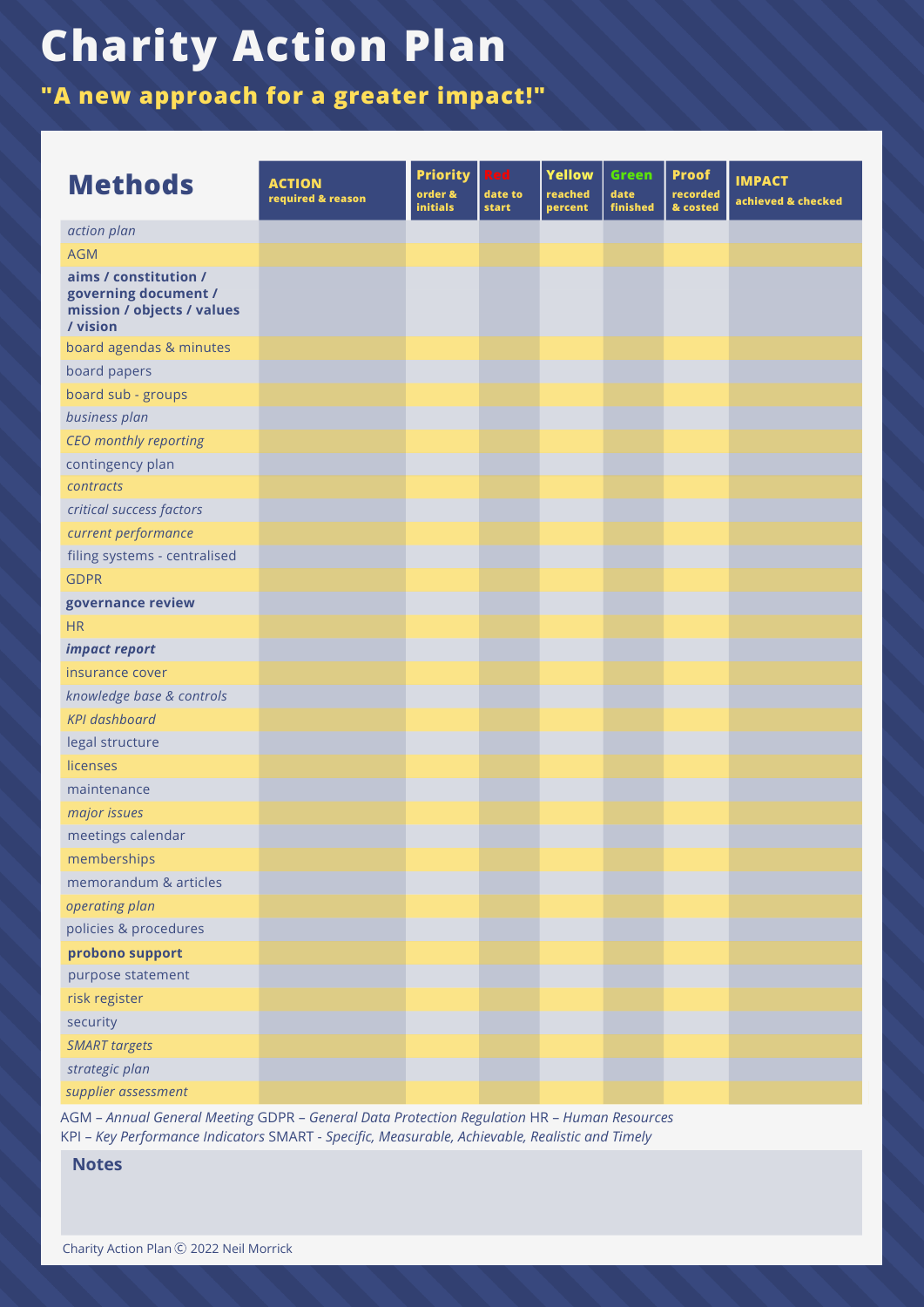# Charity Action Plan

## "A new approach for a greater impact!"

| Methods | ACTION required & reason | Priority order & initials | Red date to start | Yellow reached percent | Green date finished | Proof recorded & costed | IMPACT achieved & checked |
|---|---|---|---|---|---|---|---|
| *action plan* | | | | | | | |
| AGM | | | | | | | |
| **aims / constitution / governing document / mission / objects / values / vision** | | | | | | | |
| board agendas & minutes | | | | | | | |
| board papers | | | | | | | |
| board sub - groups | | | | | | | |
| *business plan* | | | | | | | |
| *CEO monthly reporting* | | | | | | | |
| contingency plan | | | | | | | |
| *contracts* | | | | | | | |
| *critical success factors* | | | | | | | |
| *current performance* | | | | | | | |
| filing systems - centralised | | | | | | | |
| GDPR | | | | | | | |
| **governance review** | | | | | | | |
| HR | | | | | | | |
| ***impact report*** | | | | | | | |
| insurance cover | | | | | | | |
| *knowledge base & controls* | | | | | | | |
| *KPI dashboard* | | | | | | | |
| legal structure | | | | | | | |
| licenses | | | | | | | |
| maintenance | | | | | | | |
| *major issues* | | | | | | | |
| meetings calendar | | | | | | | |
| memberships | | | | | | | |
| memorandum & articles | | | | | | | |
| *operating plan* | | | | | | | |
| policies & procedures | | | | | | | |
| **probono support** | | | | | | | |
| purpose statement | | | | | | | |
| risk register | | | | | | | |
| security | | | | | | | |
| *SMART targets* | | | | | | | |
| *strategic plan* | | | | | | | |
| *supplier assessment* | | | | | | | |

AGM – *Annual General Meeting* GDPR – *General Data Protection Regulation* HR – *Human Resources*
KPI – *Key Performance Indicators* SMART - *Specific, Measurable, Achievable, Realistic and Timely*

**Notes**

Charity Action Plan © 2022 Neil Morrick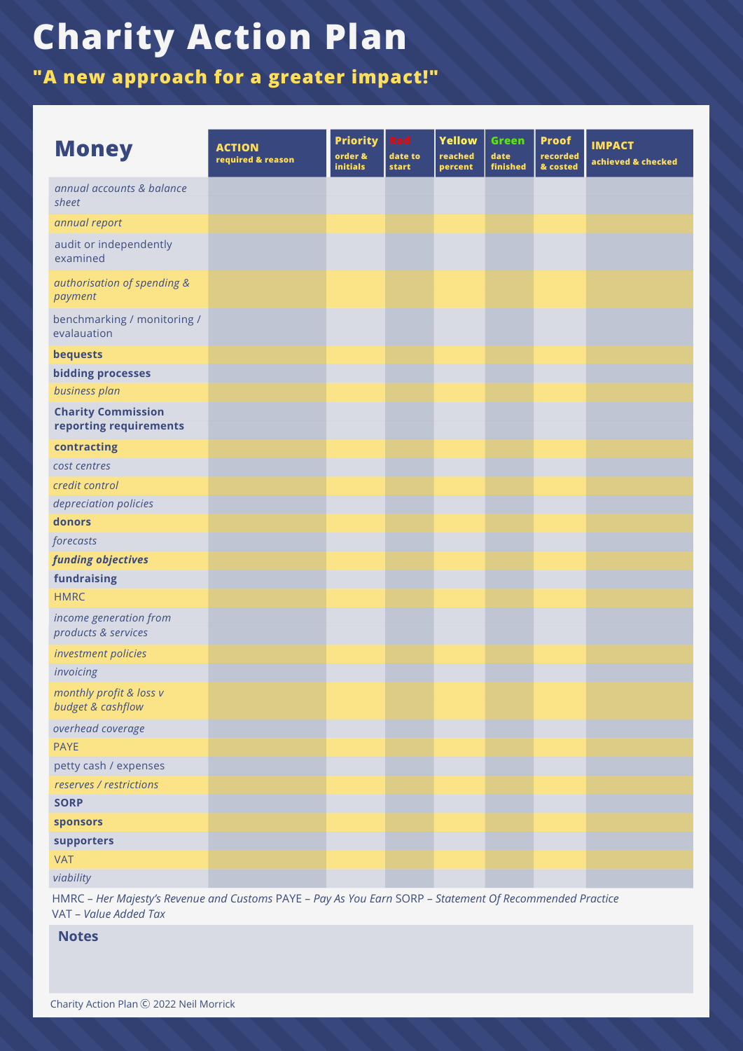# Charity Action Plan

## "A new approach for a greater impact!"

| Money | ACTION required & reason | Priority order & initials | Red date to start | Yellow reached percent | Green date finished | Proof recorded & costed | IMPACT achieved & checked |
|---|---|---|---|---|---|---|---|
| *annual accounts & balance sheet* | | | | | | | |
| *annual report* | | | | | | | |
| audit or independently examined | | | | | | | |
| *authorisation of spending & payment* | | | | | | | |
| benchmarking / monitoring / evalauation | | | | | | | |
| **bequests** | | | | | | | |
| **bidding processes** | | | | | | | |
| *business plan* | | | | | | | |
| **Charity Commission reporting requirements** | | | | | | | |
| **contracting** | | | | | | | |
| *cost centres* | | | | | | | |
| *credit control* | | | | | | | |
| *depreciation policies* | | | | | | | |
| **donors** | | | | | | | |
| *forecasts* | | | | | | | |
| ***funding objectives*** | | | | | | | |
| **fundraising** | | | | | | | |
| HMRC | | | | | | | |
| *income generation from products & services* | | | | | | | |
| *investment policies* | | | | | | | |
| *invoicing* | | | | | | | |
| *monthly profit & loss v budget & cashflow* | | | | | | | |
| *overhead coverage* | | | | | | | |
| PAYE | | | | | | | |
| petty cash / expenses | | | | | | | |
| *reserves / restrictions* | | | | | | | |
| **SORP** | | | | | | | |
| **sponsors** | | | | | | | |
| **supporters** | | | | | | | |
| VAT | | | | | | | |
| *viability* | | | | | | | |

HMRC – *Her Majesty's Revenue and Customs* PAYE – *Pay As You Earn* SORP – *Statement Of Recommended Practice* VAT – *Value Added Tax*

### Notes

Charity Action Plan © 2022 Neil Morrick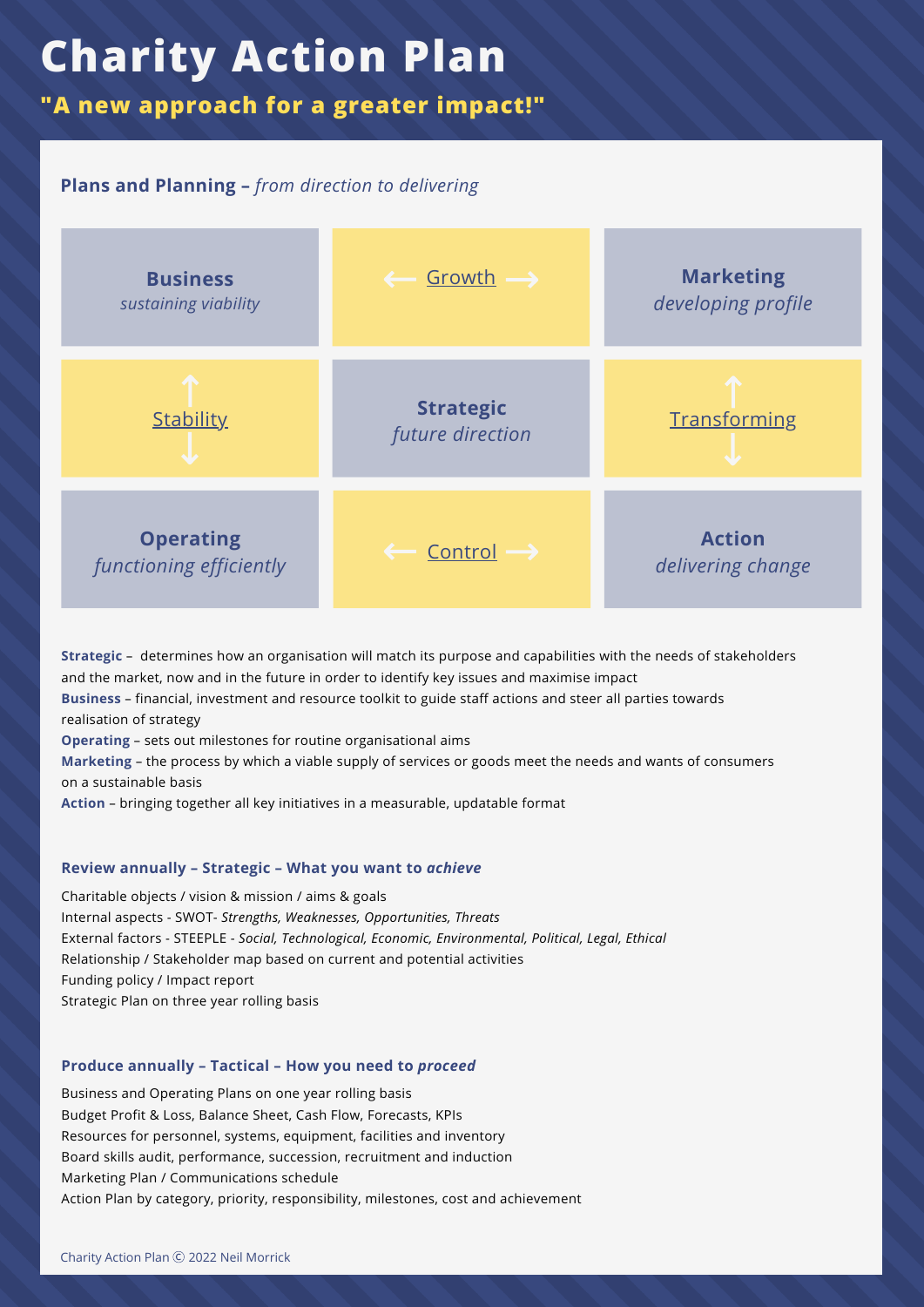# Charity Action Plan

## "A new approach for a greater impact!"

### **Plans and Planning** – *from direction to delivering*

| | | |
|---|---|---|
| **Business** *sustaining viability* | ← Growth → | **Marketing** *developing profile* |
| ↑ Stability ↓ | **Strategic** *future direction* | ↑ Transforming ↓ |
| **Operating** *functioning efficiently* | ← Control → | **Action** *delivering change* |

**Strategic** – determines how an organisation will match its purpose and capabilities with the needs of stakeholders and the market, now and in the future in order to identify key issues and maximise impact
**Business** – financial, investment and resource toolkit to guide staff actions and steer all parties towards realisation of strategy
**Operating** – sets out milestones for routine organisational aims
**Marketing** – the process by which a viable supply of services or goods meet the needs and wants of consumers on a sustainable basis
**Action** – bringing together all key initiatives in a measurable, updatable format

### Review annually – Strategic – What you want to *achieve*

Charitable objects / vision & mission / aims & goals
Internal aspects - SWOT- *Strengths, Weaknesses, Opportunities, Threats*
External factors - STEEPLE - *Social, Technological, Economic, Environmental, Political, Legal, Ethical*
Relationship / Stakeholder map based on current and potential activities
Funding policy / Impact report
Strategic Plan on three year rolling basis

### Produce annually – Tactical – How you need to *proceed*

Business and Operating Plans on one year rolling basis
Budget Profit & Loss, Balance Sheet, Cash Flow, Forecasts, KPIs
Resources for personnel, systems, equipment, facilities and inventory
Board skills audit, performance, succession, recruitment and induction
Marketing Plan / Communications schedule
Action Plan by category, priority, responsibility, milestones, cost and achievement

Charity Action Plan Ⓒ 2022 Neil Morrick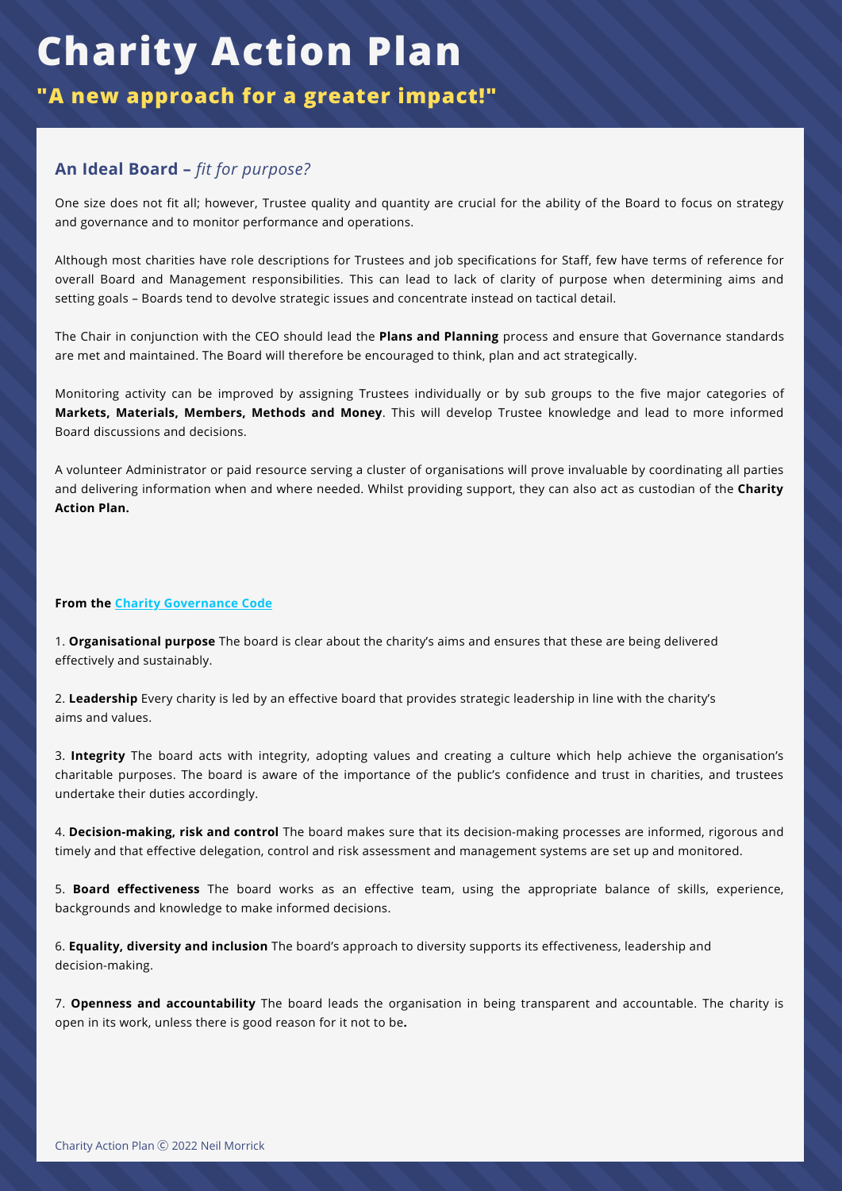# Charity Action Plan

## "A new approach for a greater impact!"

### An Ideal Board – *fit for purpose?*

One size does not fit all; however, Trustee quality and quantity are crucial for the ability of the Board to focus on strategy and governance and to monitor performance and operations.

Although most charities have role descriptions for Trustees and job specifications for Staff, few have terms of reference for overall Board and Management responsibilities. This can lead to lack of clarity of purpose when determining aims and setting goals – Boards tend to devolve strategic issues and concentrate instead on tactical detail.

The Chair in conjunction with the CEO should lead the **Plans and Planning** process and ensure that Governance standards are met and maintained. The Board will therefore be encouraged to think, plan and act strategically.

Monitoring activity can be improved by assigning Trustees individually or by sub groups to the five major categories of **Markets, Materials, Members, Methods and Money**. This will develop Trustee knowledge and lead to more informed Board discussions and decisions.

A volunteer Administrator or paid resource serving a cluster of organisations will prove invaluable by coordinating all parties and delivering information when and where needed. Whilst providing support, they can also act as custodian of the **Charity Action Plan.**

**From the Charity Governance Code**

1. **Organisational purpose** The board is clear about the charity's aims and ensures that these are being delivered effectively and sustainably.

2. **Leadership** Every charity is led by an effective board that provides strategic leadership in line with the charity's aims and values.

3. **Integrity** The board acts with integrity, adopting values and creating a culture which help achieve the organisation's charitable purposes. The board is aware of the importance of the public's confidence and trust in charities, and trustees undertake their duties accordingly.

4. **Decision-making, risk and control** The board makes sure that its decision-making processes are informed, rigorous and timely and that effective delegation, control and risk assessment and management systems are set up and monitored.

5. **Board effectiveness** The board works as an effective team, using the appropriate balance of skills, experience, backgrounds and knowledge to make informed decisions.

6. **Equality, diversity and inclusion** The board's approach to diversity supports its effectiveness, leadership and decision-making.

7. **Openness and accountability** The board leads the organisation in being transparent and accountable. The charity is open in its work, unless there is good reason for it not to be**.**

Charity Action Plan Ⓒ 2022 Neil Morrick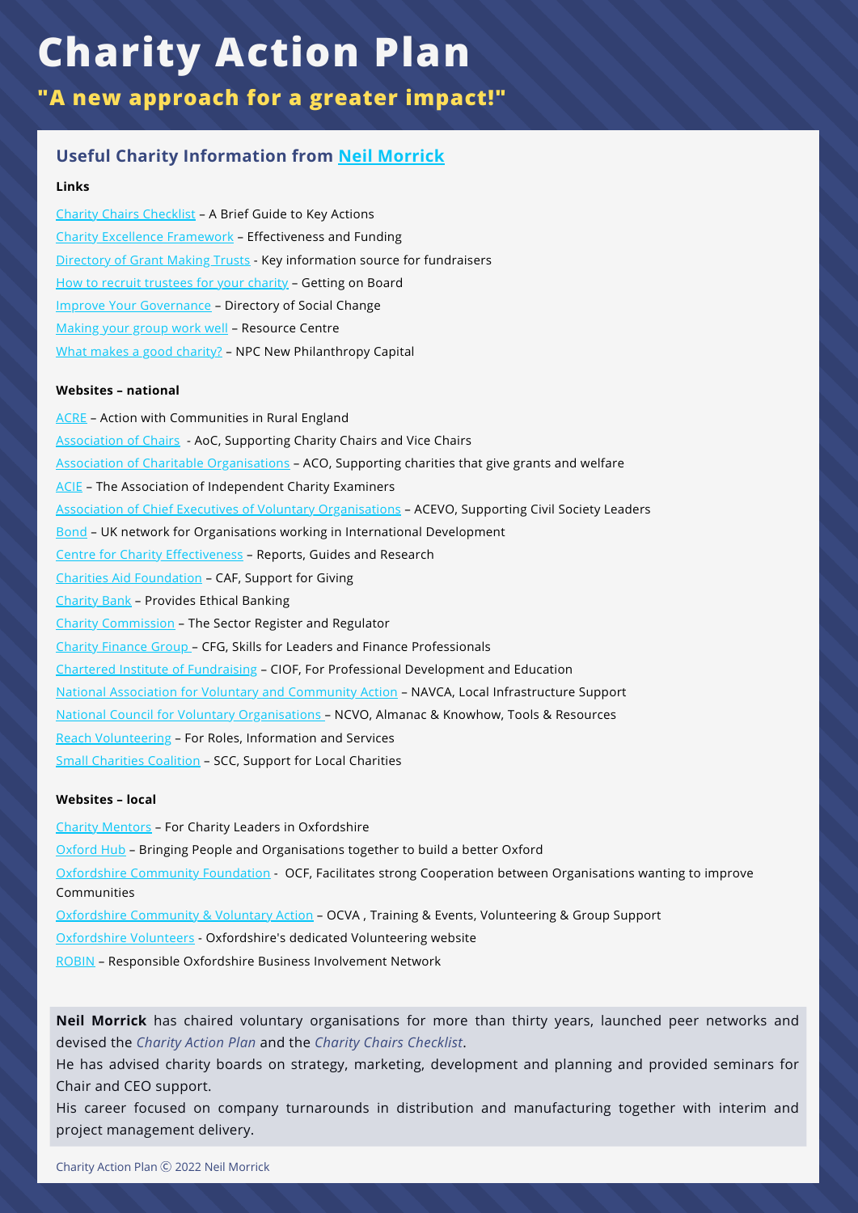# Charity Action Plan

## "A new approach for a greater impact!"

### Useful Charity Information from Neil Morrick

**Links**

Charity Chairs Checklist – A Brief Guide to Key Actions

Charity Excellence Framework – Effectiveness and Funding

Directory of Grant Making Trusts - Key information source for fundraisers

How to recruit trustees for your charity – Getting on Board

Improve Your Governance – Directory of Social Change

Making your group work well – Resource Centre

What makes a good charity? – NPC New Philanthropy Capital

**Websites – national**

ACRE – Action with Communities in Rural England

Association of Chairs - AoC, Supporting Charity Chairs and Vice Chairs

Association of Charitable Organisations – ACO, Supporting charities that give grants and welfare

ACIE – The Association of Independent Charity Examiners

Association of Chief Executives of Voluntary Organisations – ACEVO, Supporting Civil Society Leaders

Bond – UK network for Organisations working in International Development

Centre for Charity Effectiveness – Reports, Guides and Research

Charities Aid Foundation – CAF, Support for Giving

Charity Bank – Provides Ethical Banking

Charity Commission – The Sector Register and Regulator

Charity Finance Group – CFG, Skills for Leaders and Finance Professionals

Chartered Institute of Fundraising – CIOF, For Professional Development and Education

National Association for Voluntary and Community Action – NAVCA, Local Infrastructure Support

National Council for Voluntary Organisations – NCVO, Almanac & Knowhow, Tools & Resources

Reach Volunteering – For Roles, Information and Services

Small Charities Coalition – SCC, Support for Local Charities

**Websites – local**

Charity Mentors – For Charity Leaders in Oxfordshire

Oxford Hub – Bringing People and Organisations together to build a better Oxford

Oxfordshire Community Foundation - OCF, Facilitates strong Cooperation between Organisations wanting to improve Communities

Oxfordshire Community & Voluntary Action – OCVA , Training & Events, Volunteering & Group Support

Oxfordshire Volunteers - Oxfordshire's dedicated Volunteering website

ROBIN – Responsible Oxfordshire Business Involvement Network

**Neil Morrick** has chaired voluntary organisations for more than thirty years, launched peer networks and devised the *Charity Action Plan* and the *Charity Chairs Checklist*.
He has advised charity boards on strategy, marketing, development and planning and provided seminars for Chair and CEO support.
His career focused on company turnarounds in distribution and manufacturing together with interim and project management delivery.

Charity Action Plan Ⓒ 2022 Neil Morrick